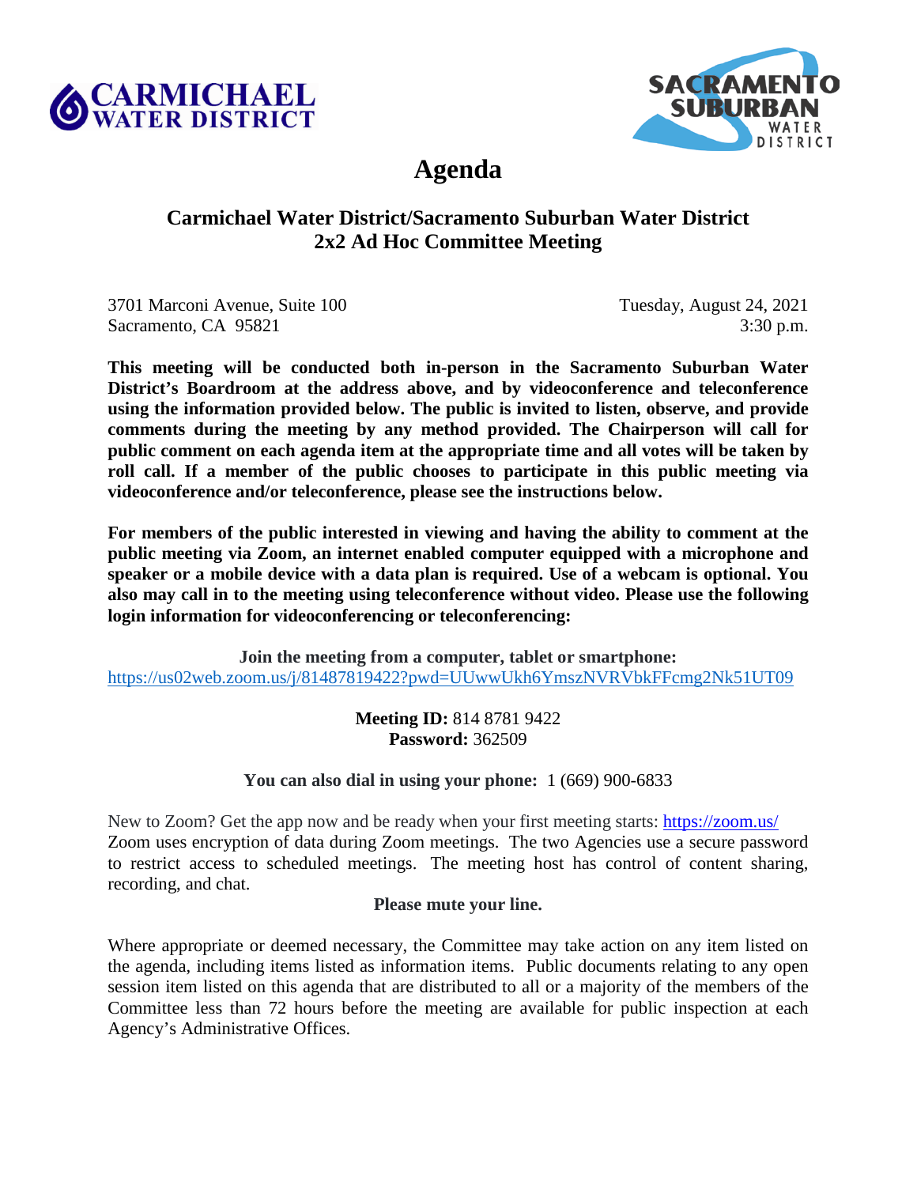CARMICHAEL WATER DISTRICT

SACRAMENTO SUBURBAN WATER DISTRICT

# Agenda

## Carmichael Water District/Sacramento Suburban Water District 2x2 Ad Hoc Committee Meeting

3701 Marconi Avenue, Suite 100
Sacramento, CA 95821

Tuesday, August 24, 2021
3:30 p.m.

**This meeting will be conducted both in-person in the Sacramento Suburban Water District's Boardroom at the address above, and by videoconference and teleconference using the information provided below. The public is invited to listen, observe, and provide comments during the meeting by any method provided. The Chairperson will call for public comment on each agenda item at the appropriate time and all votes will be taken by roll call. If a member of the public chooses to participate in this public meeting via videoconference and/or teleconference, please see the instructions below.**

**For members of the public interested in viewing and having the ability to comment at the public meeting via Zoom, an internet enabled computer equipped with a microphone and speaker or a mobile device with a data plan is required. Use of a webcam is optional. You also may call in to the meeting using teleconference without video. Please use the following login information for videoconferencing or teleconferencing:**

**Join the meeting from a computer, tablet or smartphone:**
https://us02web.zoom.us/j/81487819422?pwd=UUwwUkh6YmszNVRVbkFFcmg2Nk51UT09

**Meeting ID:** 814 8781 9422
**Password:** 362509

**You can also dial in using your phone:** 1 (669) 900-6833

New to Zoom? Get the app now and be ready when your first meeting starts: https://zoom.us/
Zoom uses encryption of data during Zoom meetings. The two Agencies use a secure password to restrict access to scheduled meetings. The meeting host has control of content sharing, recording, and chat.

**Please mute your line.**

Where appropriate or deemed necessary, the Committee may take action on any item listed on the agenda, including items listed as information items. Public documents relating to any open session item listed on this agenda that are distributed to all or a majority of the members of the Committee less than 72 hours before the meeting are available for public inspection at each Agency's Administrative Offices.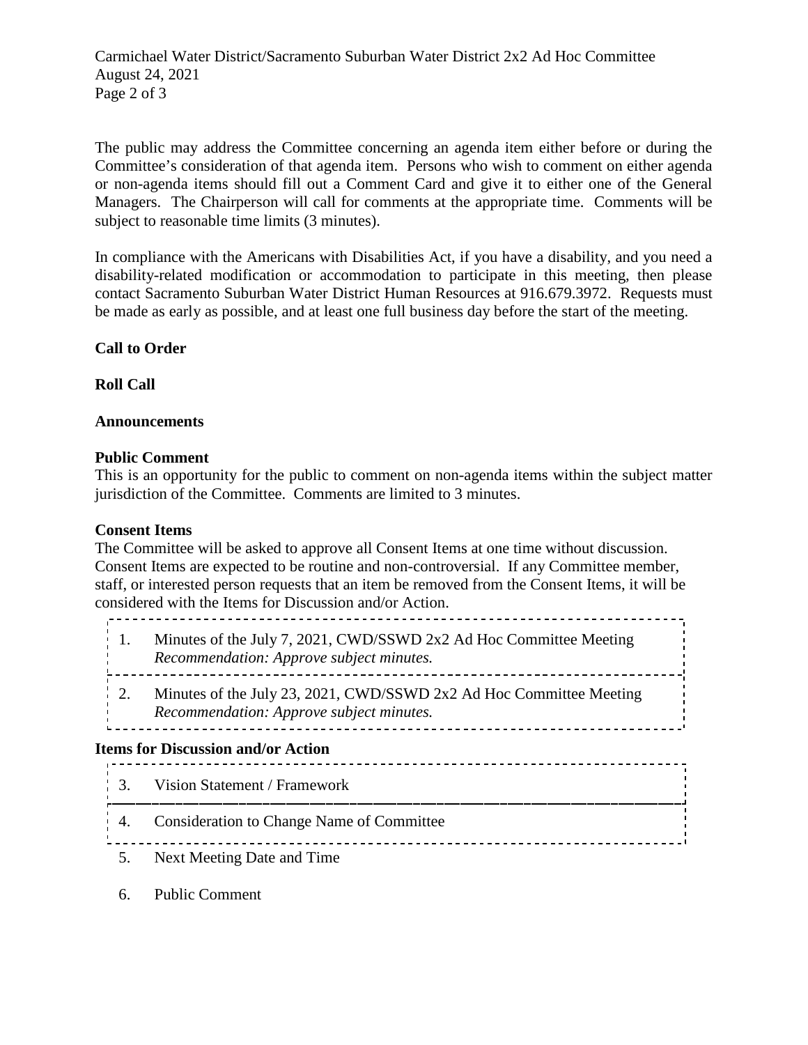The public may address the Committee concerning an agenda item either before or during the Committee's consideration of that agenda item. Persons who wish to comment on either agenda or non-agenda items should fill out a Comment Card and give it to either one of the General Managers. The Chairperson will call for comments at the appropriate time. Comments will be subject to reasonable time limits (3 minutes).

In compliance with the Americans with Disabilities Act, if you have a disability, and you need a disability-related modification or accommodation to participate in this meeting, then please contact Sacramento Suburban Water District Human Resources at 916.679.3972. Requests must be made as early as possible, and at least one full business day before the start of the meeting.

**Call to Order**

**Roll Call**

**Announcements**

**Public Comment**

This is an opportunity for the public to comment on non-agenda items within the subject matter jurisdiction of the Committee. Comments are limited to 3 minutes.

**Consent Items**

The Committee will be asked to approve all Consent Items at one time without discussion. Consent Items are expected to be routine and non-controversial. If any Committee member, staff, or interested person requests that an item be removed from the Consent Items, it will be considered with the Items for Discussion and/or Action.

1. Minutes of the July 7, 2021, CWD/SSWD 2x2 Ad Hoc Committee Meeting
   *Recommendation: Approve subject minutes.*

2. Minutes of the July 23, 2021, CWD/SSWD 2x2 Ad Hoc Committee Meeting
   *Recommendation: Approve subject minutes.*

**Items for Discussion and/or Action**

3. Vision Statement / Framework

4. Consideration to Change Name of Committee

5. Next Meeting Date and Time

6. Public Comment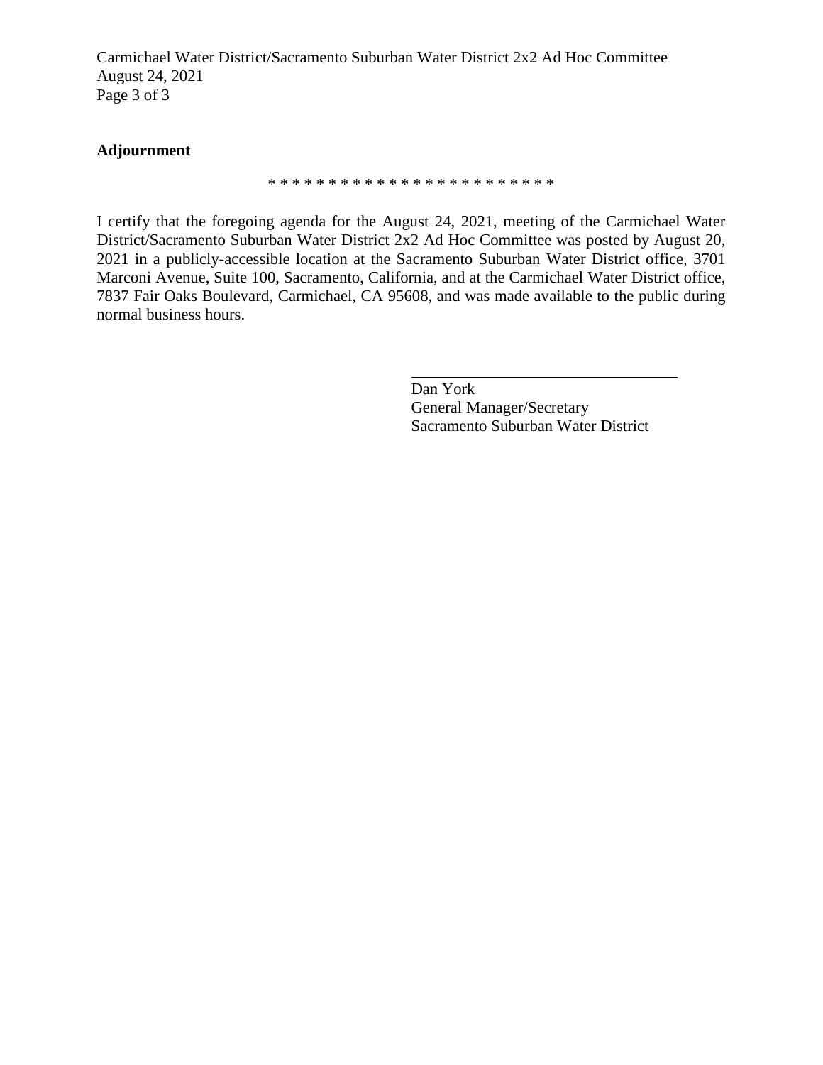**Adjournment**

* * * * * * * * * * * * * * * * * * * * * * * *

I certify that the foregoing agenda for the August 24, 2021, meeting of the Carmichael Water District/Sacramento Suburban Water District 2x2 Ad Hoc Committee was posted by August 20, 2021 in a publicly-accessible location at the Sacramento Suburban Water District office, 3701 Marconi Avenue, Suite 100, Sacramento, California, and at the Carmichael Water District office, 7837 Fair Oaks Boulevard, Carmichael, CA 95608, and was made available to the public during normal business hours.

Dan York
General Manager/Secretary
Sacramento Suburban Water District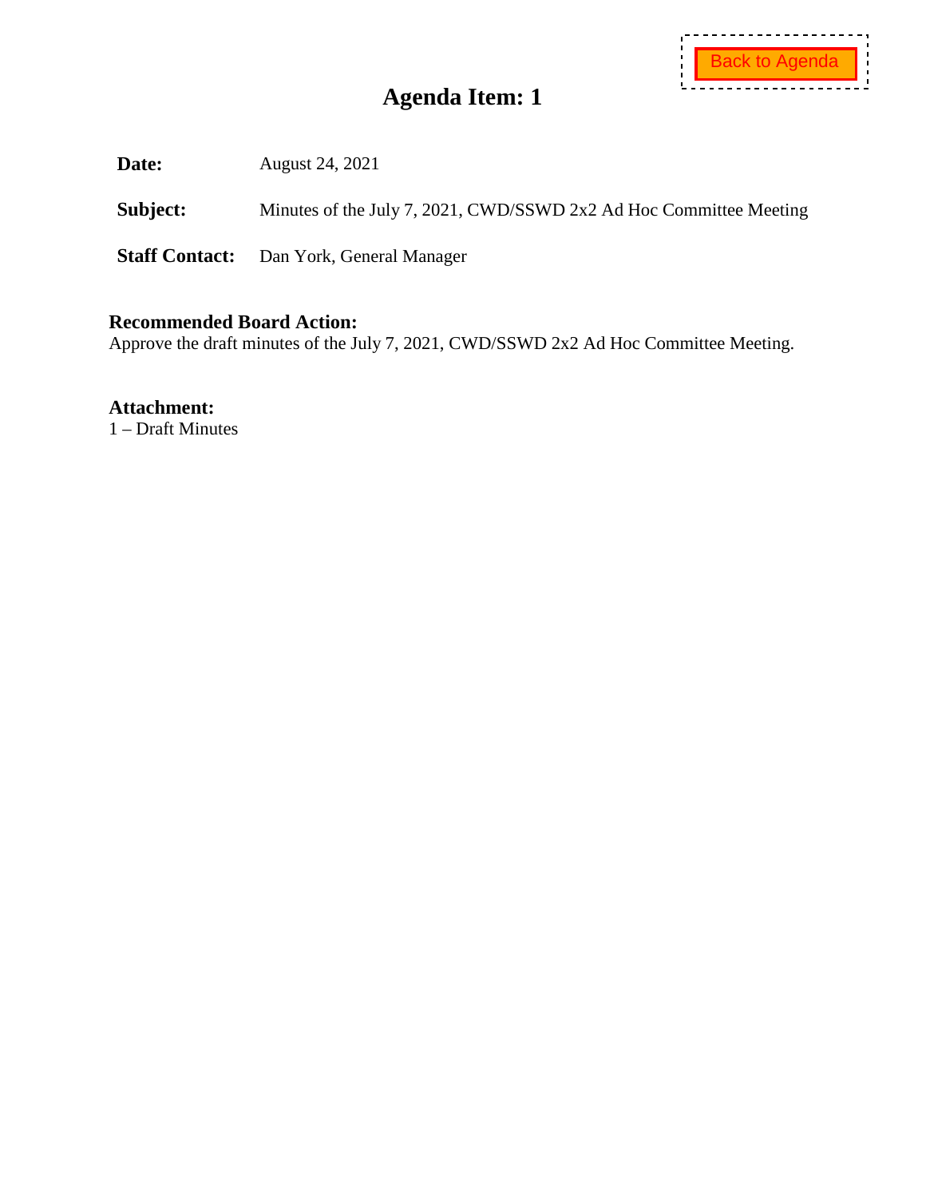Back to Agenda

# Agenda Item: 1

**Date:** August 24, 2021

**Subject:** Minutes of the July 7, 2021, CWD/SSWD 2x2 Ad Hoc Committee Meeting

**Staff Contact:** Dan York, General Manager

**Recommended Board Action:**
Approve the draft minutes of the July 7, 2021, CWD/SSWD 2x2 Ad Hoc Committee Meeting.

**Attachment:**
1 – Draft Minutes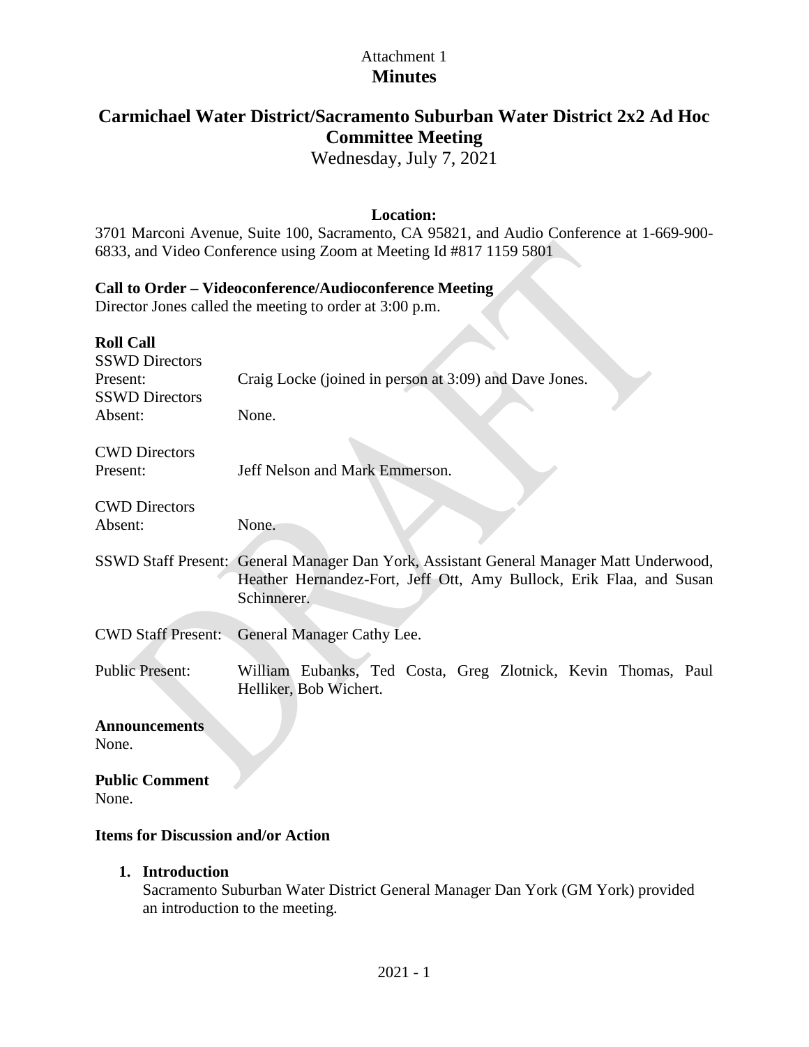Attachment 1

# Minutes

## Carmichael Water District/Sacramento Suburban Water District 2x2 Ad Hoc Committee Meeting

Wednesday, July 7, 2021

**Location:**

3701 Marconi Avenue, Suite 100, Sacramento, CA 95821, and Audio Conference at 1-669-900-6833, and Video Conference using Zoom at Meeting Id #817 1159 5801

**Call to Order – Videoconference/Audioconference Meeting**

Director Jones called the meeting to order at 3:00 p.m.

**Roll Call**

| | |
|---|---|
| SSWD Directors Present: | Craig Locke (joined in person at 3:09) and Dave Jones. |
| SSWD Directors Absent: | None. |
| CWD Directors Present: | Jeff Nelson and Mark Emmerson. |
| CWD Directors Absent: | None. |
| SSWD Staff Present: | General Manager Dan York, Assistant General Manager Matt Underwood, Heather Hernandez-Fort, Jeff Ott, Amy Bullock, Erik Flaa, and Susan Schinnerer. |
| CWD Staff Present: | General Manager Cathy Lee. |
| Public Present: | William Eubanks, Ted Costa, Greg Zlotnick, Kevin Thomas, Paul Helliker, Bob Wichert. |

**Announcements**

None.

**Public Comment**

None.

**Items for Discussion and/or Action**

1. **Introduction**
   Sacramento Suburban Water District General Manager Dan York (GM York) provided an introduction to the meeting.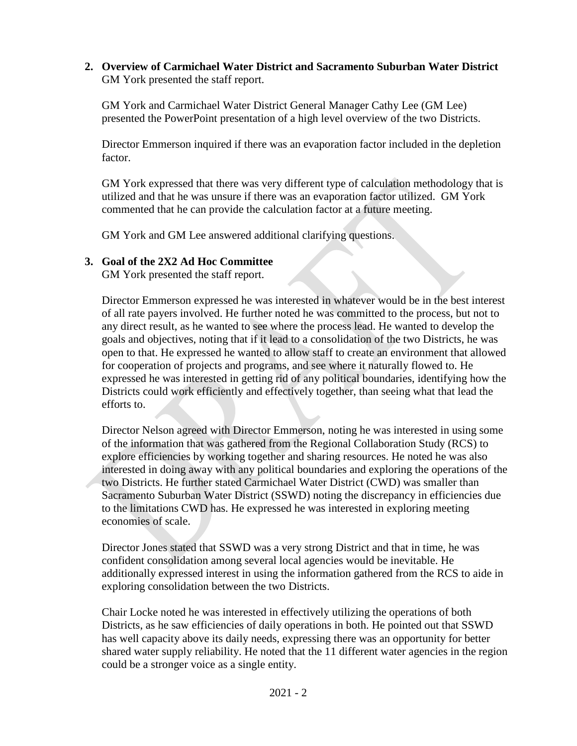**2. Overview of Carmichael Water District and Sacramento Suburban Water District**
GM York presented the staff report.

GM York and Carmichael Water District General Manager Cathy Lee (GM Lee) presented the PowerPoint presentation of a high level overview of the two Districts.

Director Emmerson inquired if there was an evaporation factor included in the depletion factor.

GM York expressed that there was very different type of calculation methodology that is utilized and that he was unsure if there was an evaporation factor utilized. GM York commented that he can provide the calculation factor at a future meeting.

GM York and GM Lee answered additional clarifying questions.

**3. Goal of the 2X2 Ad Hoc Committee**
GM York presented the staff report.

Director Emmerson expressed he was interested in whatever would be in the best interest of all rate payers involved. He further noted he was committed to the process, but not to any direct result, as he wanted to see where the process lead. He wanted to develop the goals and objectives, noting that if it lead to a consolidation of the two Districts, he was open to that. He expressed he wanted to allow staff to create an environment that allowed for cooperation of projects and programs, and see where it naturally flowed to. He expressed he was interested in getting rid of any political boundaries, identifying how the Districts could work efficiently and effectively together, than seeing what that lead the efforts to.

Director Nelson agreed with Director Emmerson, noting he was interested in using some of the information that was gathered from the Regional Collaboration Study (RCS) to explore efficiencies by working together and sharing resources. He noted he was also interested in doing away with any political boundaries and exploring the operations of the two Districts. He further stated Carmichael Water District (CWD) was smaller than Sacramento Suburban Water District (SSWD) noting the discrepancy in efficiencies due to the limitations CWD has. He expressed he was interested in exploring meeting economies of scale.

Director Jones stated that SSWD was a very strong District and that in time, he was confident consolidation among several local agencies would be inevitable. He additionally expressed interest in using the information gathered from the RCS to aide in exploring consolidation between the two Districts.

Chair Locke noted he was interested in effectively utilizing the operations of both Districts, as he saw efficiencies of daily operations in both. He pointed out that SSWD has well capacity above its daily needs, expressing there was an opportunity for better shared water supply reliability. He noted that the 11 different water agencies in the region could be a stronger voice as a single entity.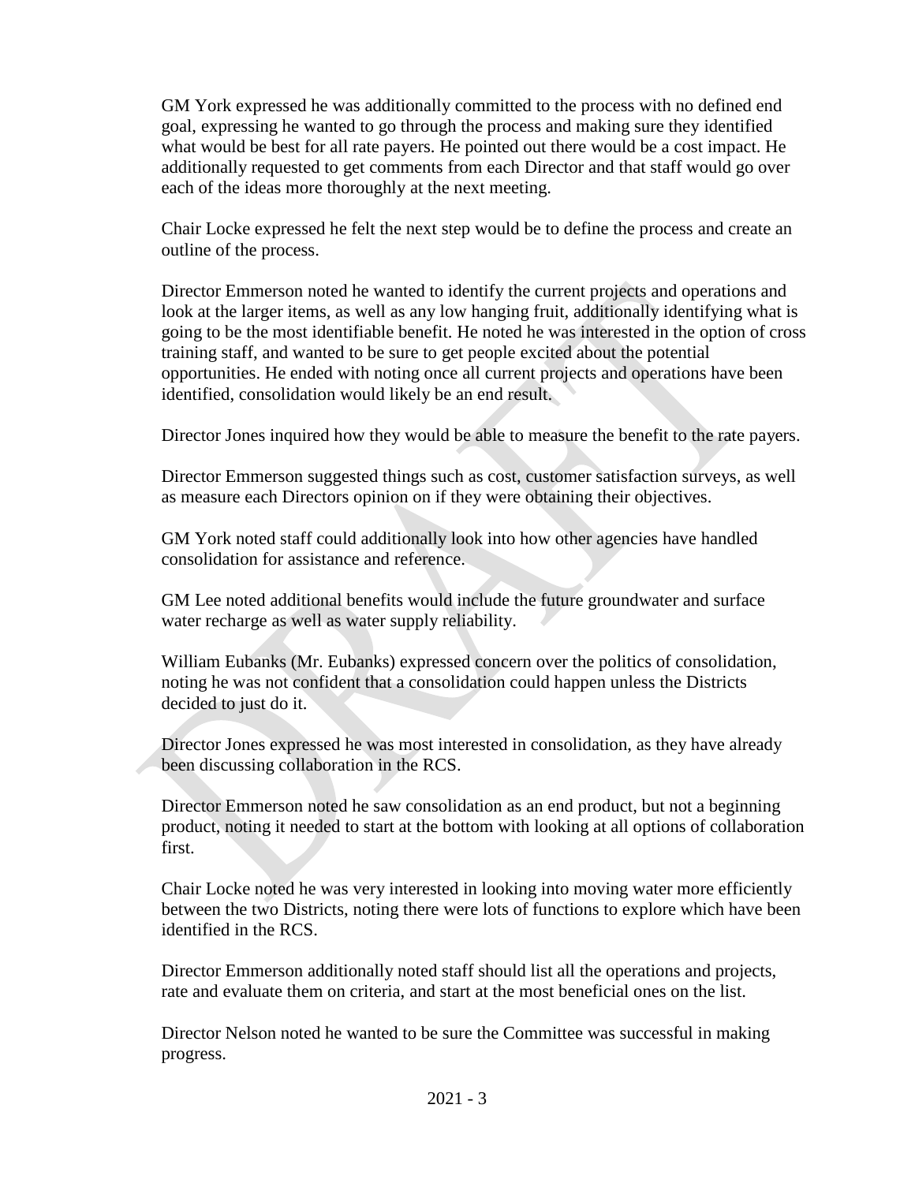GM York expressed he was additionally committed to the process with no defined end goal, expressing he wanted to go through the process and making sure they identified what would be best for all rate payers. He pointed out there would be a cost impact. He additionally requested to get comments from each Director and that staff would go over each of the ideas more thoroughly at the next meeting.

Chair Locke expressed he felt the next step would be to define the process and create an outline of the process.

Director Emmerson noted he wanted to identify the current projects and operations and look at the larger items, as well as any low hanging fruit, additionally identifying what is going to be the most identifiable benefit. He noted he was interested in the option of cross training staff, and wanted to be sure to get people excited about the potential opportunities. He ended with noting once all current projects and operations have been identified, consolidation would likely be an end result.

Director Jones inquired how they would be able to measure the benefit to the rate payers.

Director Emmerson suggested things such as cost, customer satisfaction surveys, as well as measure each Directors opinion on if they were obtaining their objectives.

GM York noted staff could additionally look into how other agencies have handled consolidation for assistance and reference.

GM Lee noted additional benefits would include the future groundwater and surface water recharge as well as water supply reliability.

William Eubanks (Mr. Eubanks) expressed concern over the politics of consolidation, noting he was not confident that a consolidation could happen unless the Districts decided to just do it.

Director Jones expressed he was most interested in consolidation, as they have already been discussing collaboration in the RCS.

Director Emmerson noted he saw consolidation as an end product, but not a beginning product, noting it needed to start at the bottom with looking at all options of collaboration first.

Chair Locke noted he was very interested in looking into moving water more efficiently between the two Districts, noting there were lots of functions to explore which have been identified in the RCS.

Director Emmerson additionally noted staff should list all the operations and projects, rate and evaluate them on criteria, and start at the most beneficial ones on the list.

Director Nelson noted he wanted to be sure the Committee was successful in making progress.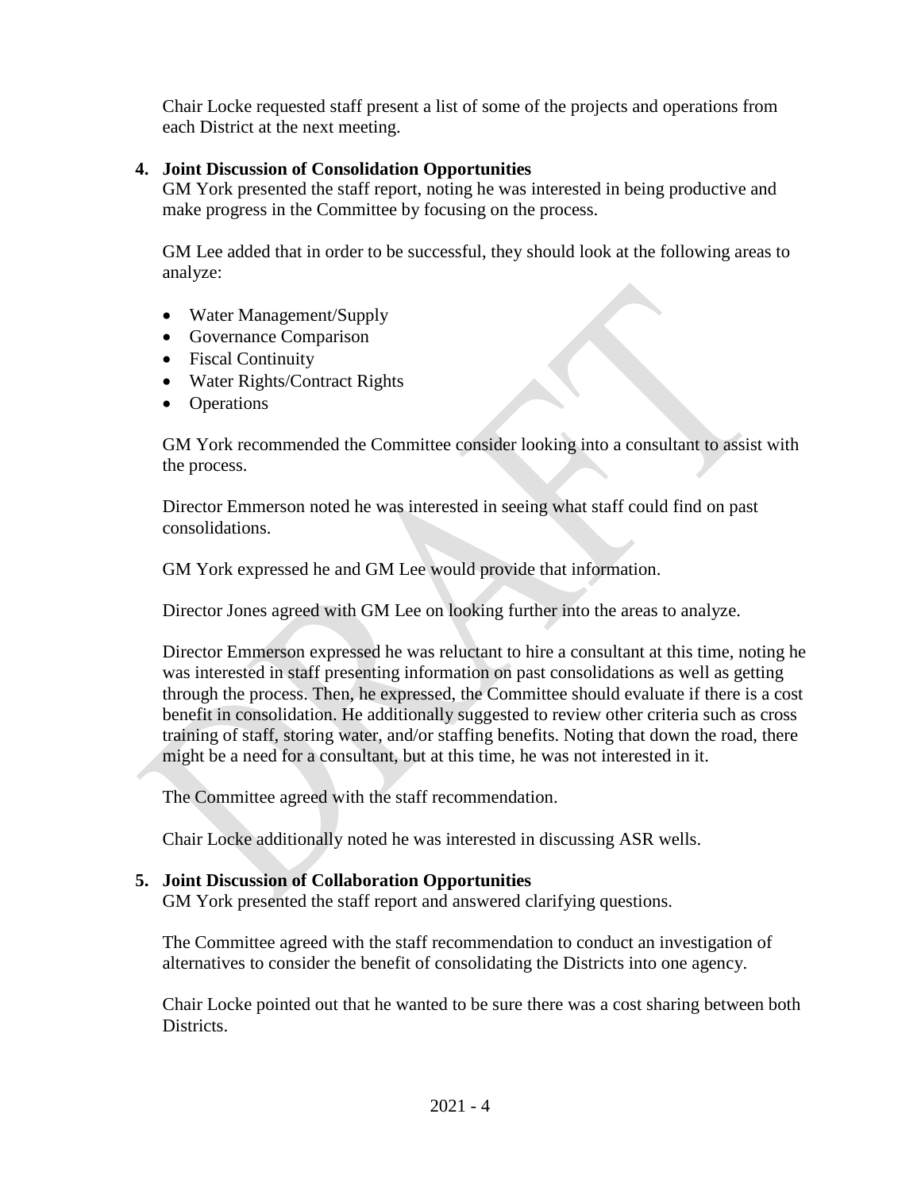Chair Locke requested staff present a list of some of the projects and operations from each District at the next meeting.

**4. Joint Discussion of Consolidation Opportunities**

GM York presented the staff report, noting he was interested in being productive and make progress in the Committee by focusing on the process.

GM Lee added that in order to be successful, they should look at the following areas to analyze:

- Water Management/Supply
- Governance Comparison
- Fiscal Continuity
- Water Rights/Contract Rights
- Operations

GM York recommended the Committee consider looking into a consultant to assist with the process.

Director Emmerson noted he was interested in seeing what staff could find on past consolidations.

GM York expressed he and GM Lee would provide that information.

Director Jones agreed with GM Lee on looking further into the areas to analyze.

Director Emmerson expressed he was reluctant to hire a consultant at this time, noting he was interested in staff presenting information on past consolidations as well as getting through the process. Then, he expressed, the Committee should evaluate if there is a cost benefit in consolidation. He additionally suggested to review other criteria such as cross training of staff, storing water, and/or staffing benefits. Noting that down the road, there might be a need for a consultant, but at this time, he was not interested in it.

The Committee agreed with the staff recommendation.

Chair Locke additionally noted he was interested in discussing ASR wells.

**5. Joint Discussion of Collaboration Opportunities**

GM York presented the staff report and answered clarifying questions.

The Committee agreed with the staff recommendation to conduct an investigation of alternatives to consider the benefit of consolidating the Districts into one agency.

Chair Locke pointed out that he wanted to be sure there was a cost sharing between both Districts.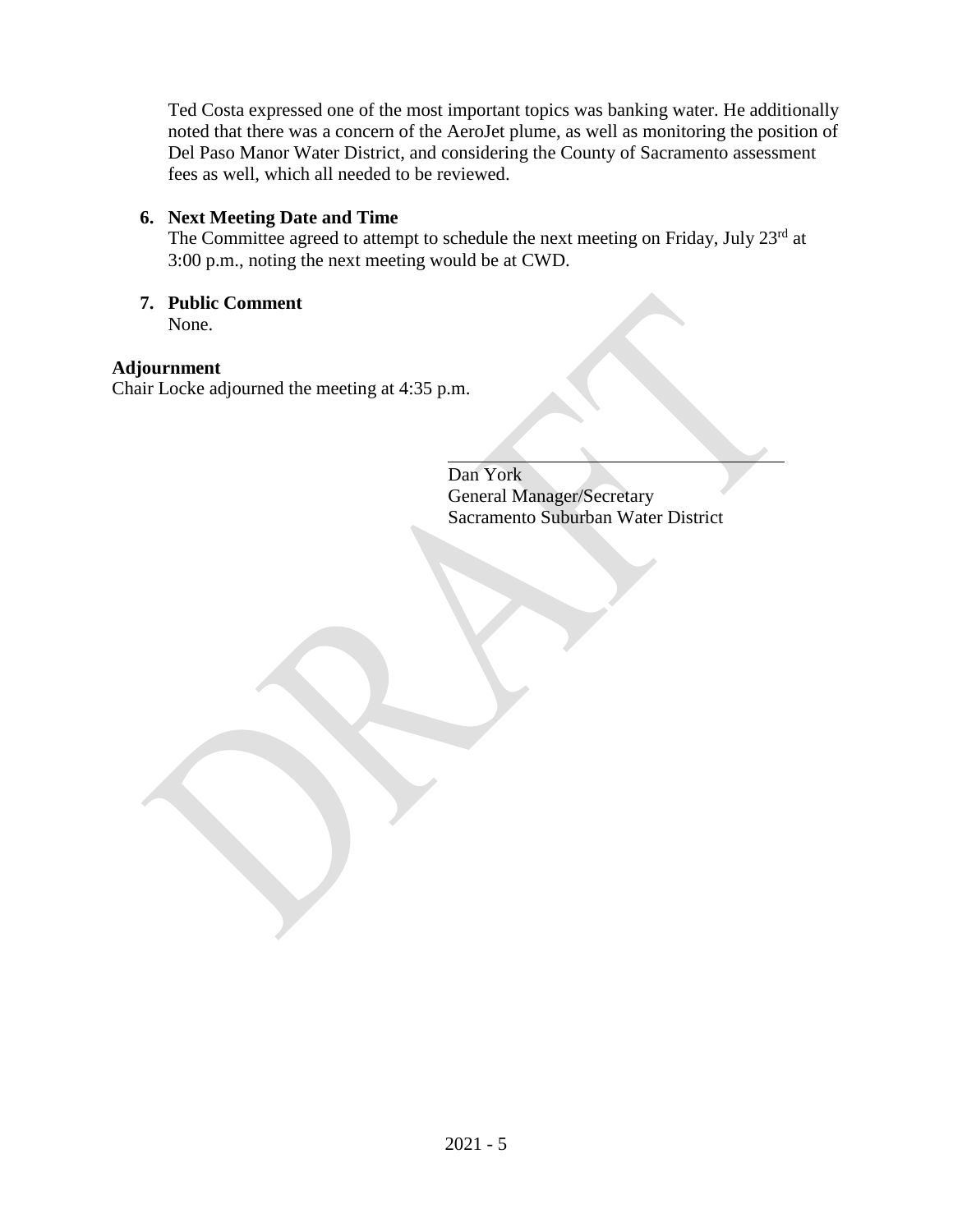Ted Costa expressed one of the most important topics was banking water. He additionally noted that there was a concern of the AeroJet plume, as well as monitoring the position of Del Paso Manor Water District, and considering the County of Sacramento assessment fees as well, which all needed to be reviewed.

**6. Next Meeting Date and Time**

The Committee agreed to attempt to schedule the next meeting on Friday, July 23rd at 3:00 p.m., noting the next meeting would be at CWD.

**7. Public Comment**

None.

**Adjournment**

Chair Locke adjourned the meeting at 4:35 p.m.

\_\_\_\_\_\_\_\_\_\_\_\_\_\_\_\_\_\_\_\_\_\_\_\_\_\_\_\_\_\_\_\_\_\_\_\_

Dan York
General Manager/Secretary
Sacramento Suburban Water District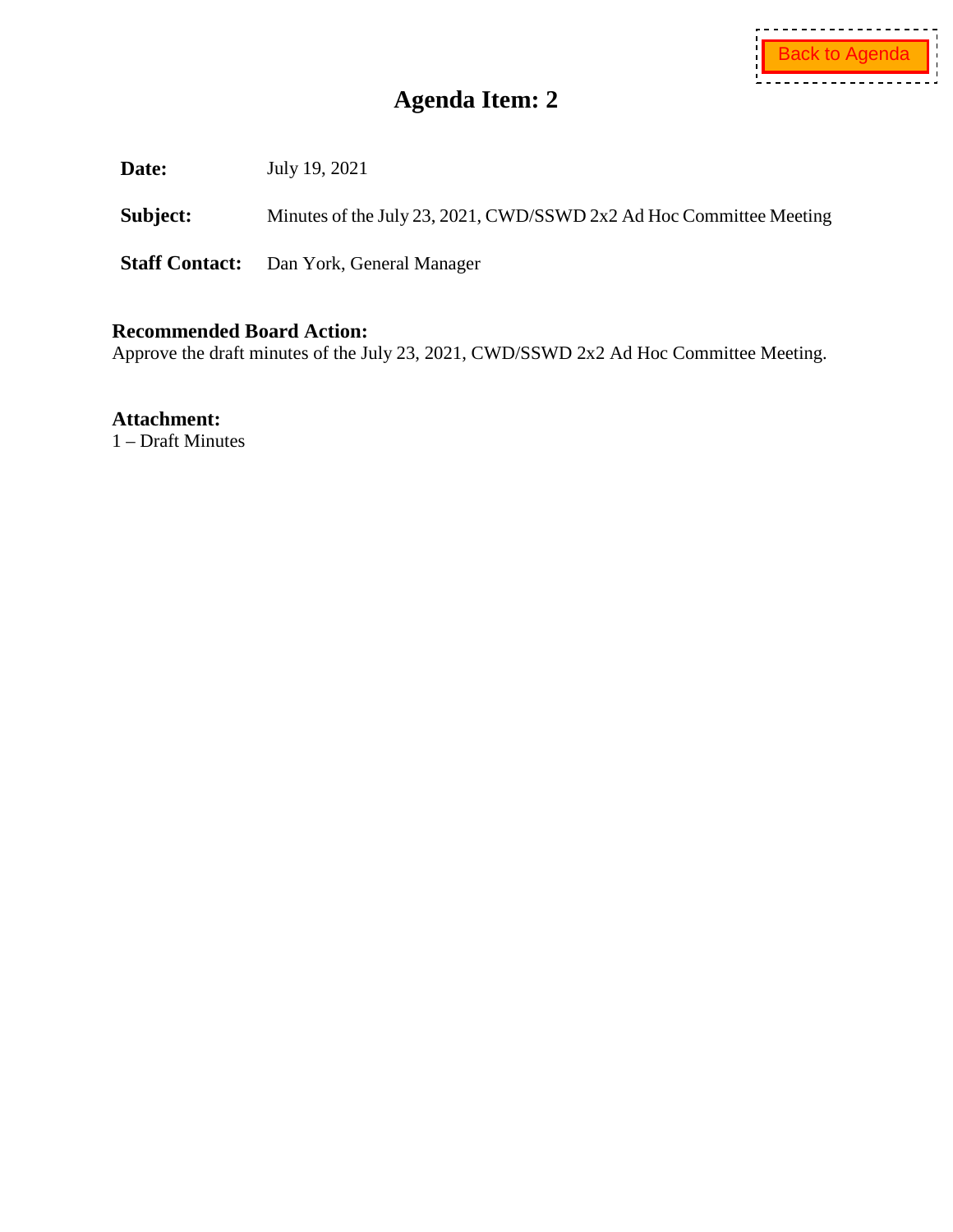Back to Agenda

# Agenda Item: 2

**Date:** July 19, 2021

**Subject:** Minutes of the July 23, 2021, CWD/SSWD 2x2 Ad Hoc Committee Meeting

**Staff Contact:** Dan York, General Manager

**Recommended Board Action:**
Approve the draft minutes of the July 23, 2021, CWD/SSWD 2x2 Ad Hoc Committee Meeting.

**Attachment:**
1 – Draft Minutes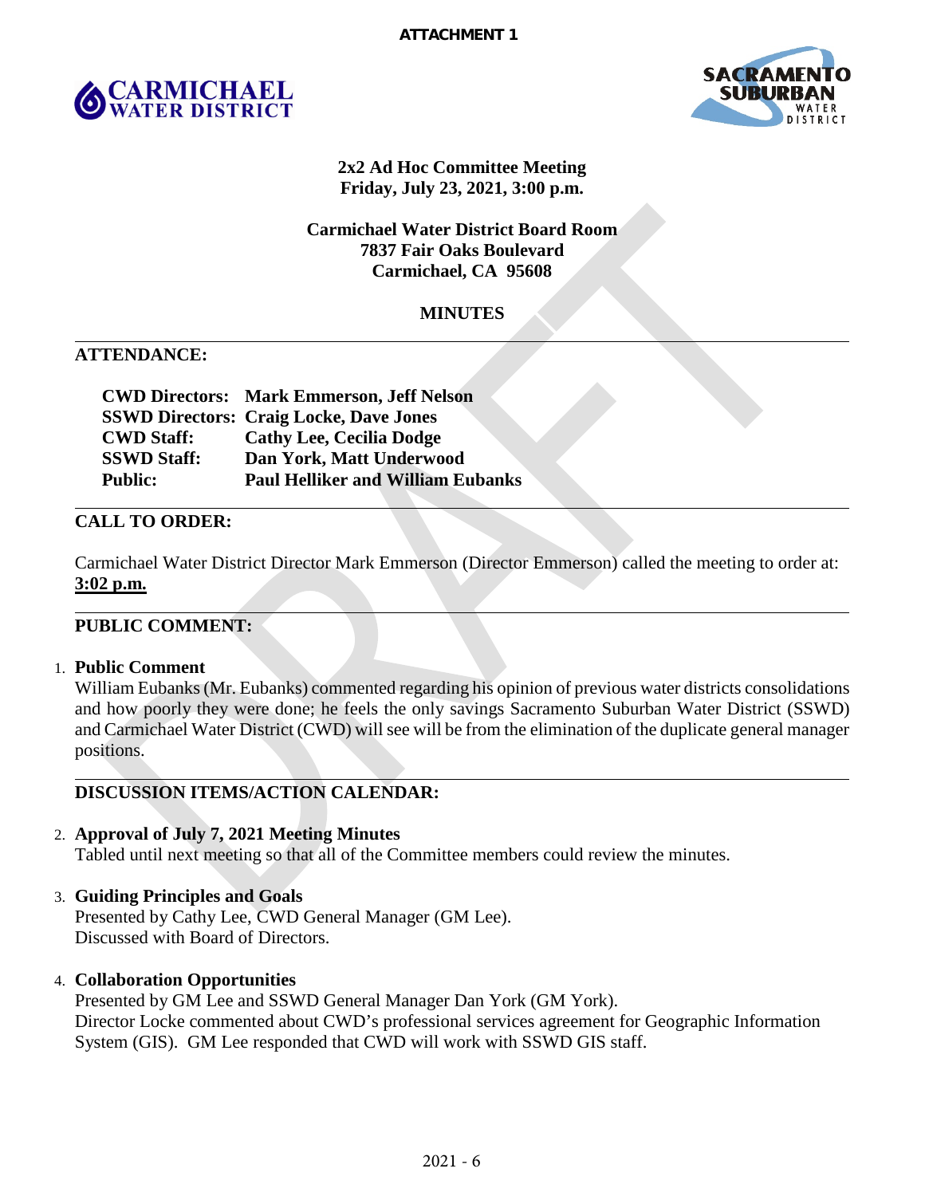**ATTACHMENT 1**

CARMICHAEL WATER DISTRICT

SACRAMENTO SUBURBAN WATER DISTRICT

**2x2 Ad Hoc Committee Meeting**
**Friday, July 23, 2021, 3:00 p.m.**

**Carmichael Water District Board Room**
**7837 Fair Oaks Boulevard**
**Carmichael, CA 95608**

**MINUTES**

## ATTENDANCE:

| | |
|---|---|
| **CWD Directors:** | **Mark Emmerson, Jeff Nelson** |
| **SSWD Directors:** | **Craig Locke, Dave Jones** |
| **CWD Staff:** | **Cathy Lee, Cecilia Dodge** |
| **SSWD Staff:** | **Dan York, Matt Underwood** |
| **Public:** | **Paul Helliker and William Eubanks** |

## CALL TO ORDER:

Carmichael Water District Director Mark Emmerson (Director Emmerson) called the meeting to order at: **3:02 p.m.**

## PUBLIC COMMENT:

1. **Public Comment**
   William Eubanks (Mr. Eubanks) commented regarding his opinion of previous water districts consolidations and how poorly they were done; he feels the only savings Sacramento Suburban Water District (SSWD) and Carmichael Water District (CWD) will see will be from the elimination of the duplicate general manager positions.

## DISCUSSION ITEMS/ACTION CALENDAR:

2. **Approval of July 7, 2021 Meeting Minutes**
   Tabled until next meeting so that all of the Committee members could review the minutes.

3. **Guiding Principles and Goals**
   Presented by Cathy Lee, CWD General Manager (GM Lee).
   Discussed with Board of Directors.

4. **Collaboration Opportunities**
   Presented by GM Lee and SSWD General Manager Dan York (GM York).
   Director Locke commented about CWD's professional services agreement for Geographic Information System (GIS). GM Lee responded that CWD will work with SSWD GIS staff.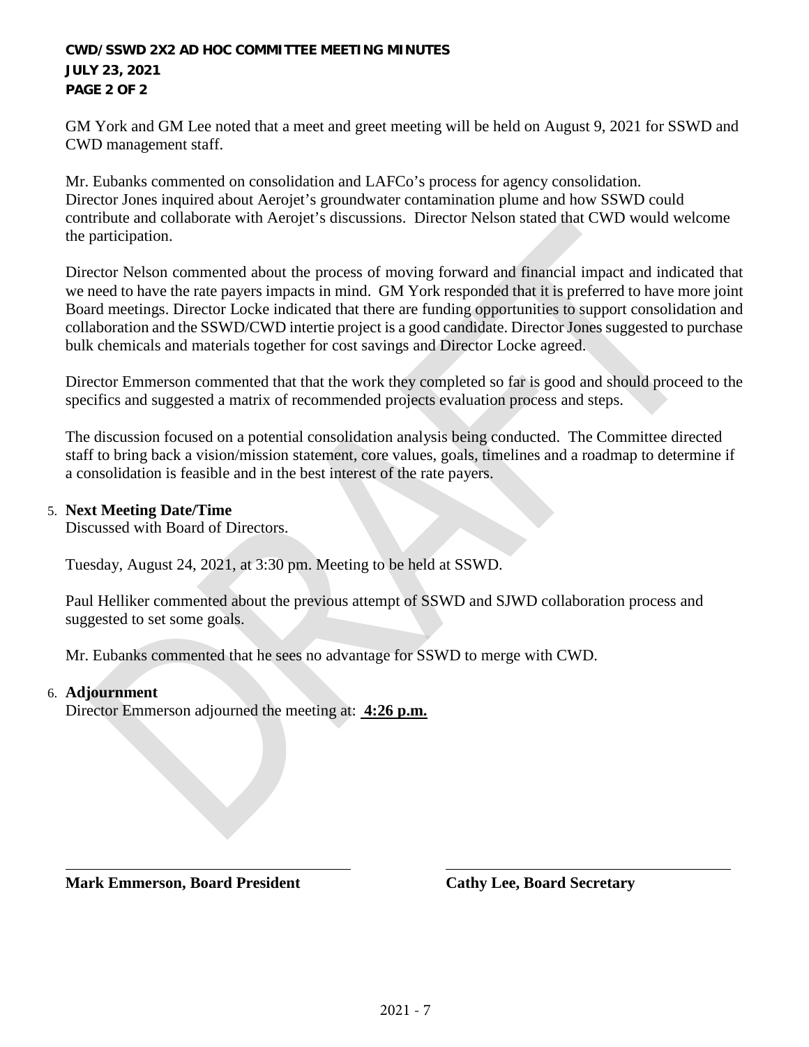GM York and GM Lee noted that a meet and greet meeting will be held on August 9, 2021 for SSWD and CWD management staff.

Mr. Eubanks commented on consolidation and LAFCo's process for agency consolidation. Director Jones inquired about Aerojet's groundwater contamination plume and how SSWD could contribute and collaborate with Aerojet's discussions. Director Nelson stated that CWD would welcome the participation.

Director Nelson commented about the process of moving forward and financial impact and indicated that we need to have the rate payers impacts in mind. GM York responded that it is preferred to have more joint Board meetings. Director Locke indicated that there are funding opportunities to support consolidation and collaboration and the SSWD/CWD intertie project is a good candidate. Director Jones suggested to purchase bulk chemicals and materials together for cost savings and Director Locke agreed.

Director Emmerson commented that that the work they completed so far is good and should proceed to the specifics and suggested a matrix of recommended projects evaluation process and steps.

The discussion focused on a potential consolidation analysis being conducted. The Committee directed staff to bring back a vision/mission statement, core values, goals, timelines and a roadmap to determine if a consolidation is feasible and in the best interest of the rate payers.

5. **Next Meeting Date/Time**
   Discussed with Board of Directors.

   Tuesday, August 24, 2021, at 3:30 pm. Meeting to be held at SSWD.

   Paul Helliker commented about the previous attempt of SSWD and SJWD collaboration process and suggested to set some goals.

   Mr. Eubanks commented that he sees no advantage for SSWD to merge with CWD.

6. **Adjournment**
   Director Emmerson adjourned the meeting at: **4:26 p.m.**

**Mark Emmerson, Board President**

**Cathy Lee, Board Secretary**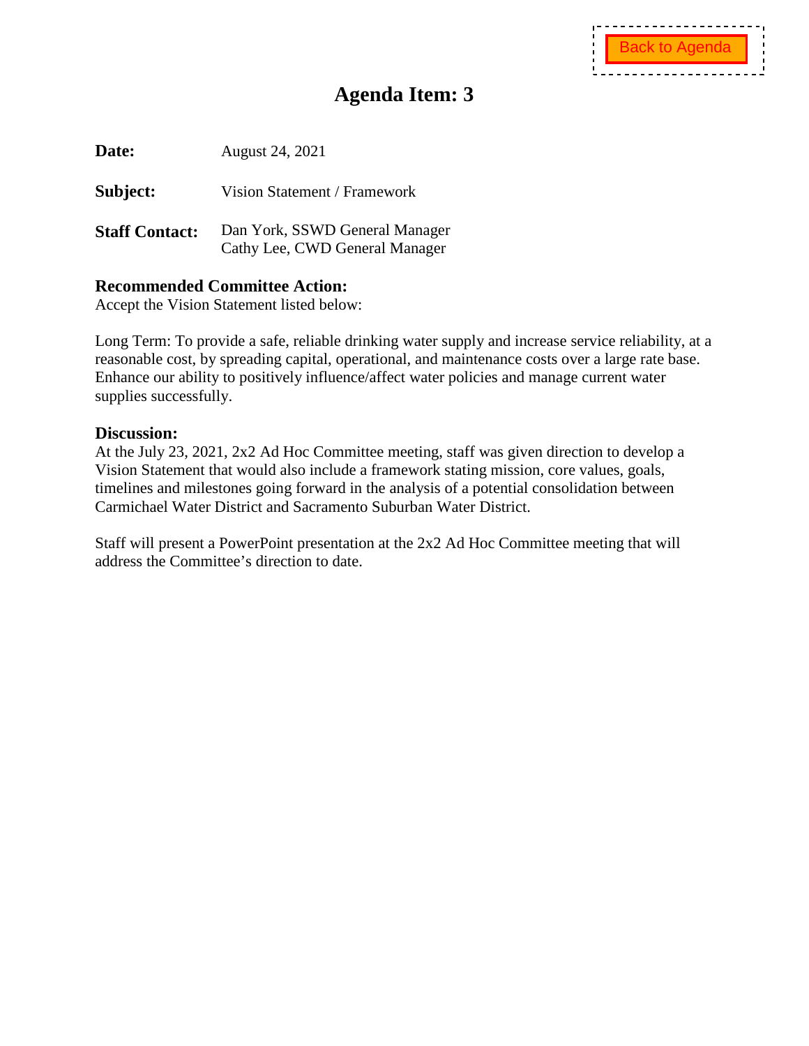Back to Agenda

# Agenda Item: 3

**Date:** August 24, 2021

**Subject:** Vision Statement / Framework

**Staff Contact:** Dan York, SSWD General Manager
Cathy Lee, CWD General Manager

## Recommended Committee Action:

Accept the Vision Statement listed below:

Long Term: To provide a safe, reliable drinking water supply and increase service reliability, at a reasonable cost, by spreading capital, operational, and maintenance costs over a large rate base. Enhance our ability to positively influence/affect water policies and manage current water supplies successfully.

## Discussion:

At the July 23, 2021, 2x2 Ad Hoc Committee meeting, staff was given direction to develop a Vision Statement that would also include a framework stating mission, core values, goals, timelines and milestones going forward in the analysis of a potential consolidation between Carmichael Water District and Sacramento Suburban Water District.

Staff will present a PowerPoint presentation at the 2x2 Ad Hoc Committee meeting that will address the Committee's direction to date.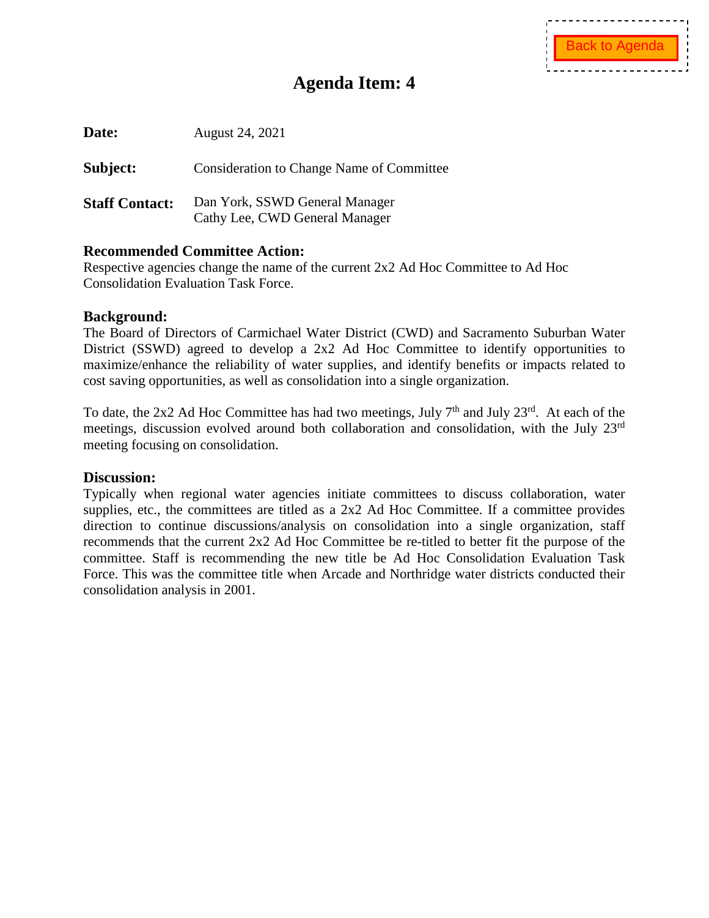# Agenda Item: 4

**Date:** August 24, 2021

**Subject:** Consideration to Change Name of Committee

**Staff Contact:** Dan York, SSWD General Manager
Cathy Lee, CWD General Manager

### Recommended Committee Action:

Respective agencies change the name of the current 2x2 Ad Hoc Committee to Ad Hoc Consolidation Evaluation Task Force.

### Background:

The Board of Directors of Carmichael Water District (CWD) and Sacramento Suburban Water District (SSWD) agreed to develop a 2x2 Ad Hoc Committee to identify opportunities to maximize/enhance the reliability of water supplies, and identify benefits or impacts related to cost saving opportunities, as well as consolidation into a single organization.

To date, the 2x2 Ad Hoc Committee has had two meetings, July 7th and July 23rd. At each of the meetings, discussion evolved around both collaboration and consolidation, with the July 23rd meeting focusing on consolidation.

### Discussion:

Typically when regional water agencies initiate committees to discuss collaboration, water supplies, etc., the committees are titled as a 2x2 Ad Hoc Committee. If a committee provides direction to continue discussions/analysis on consolidation into a single organization, staff recommends that the current 2x2 Ad Hoc Committee be re-titled to better fit the purpose of the committee. Staff is recommending the new title be Ad Hoc Consolidation Evaluation Task Force. This was the committee title when Arcade and Northridge water districts conducted their consolidation analysis in 2001.